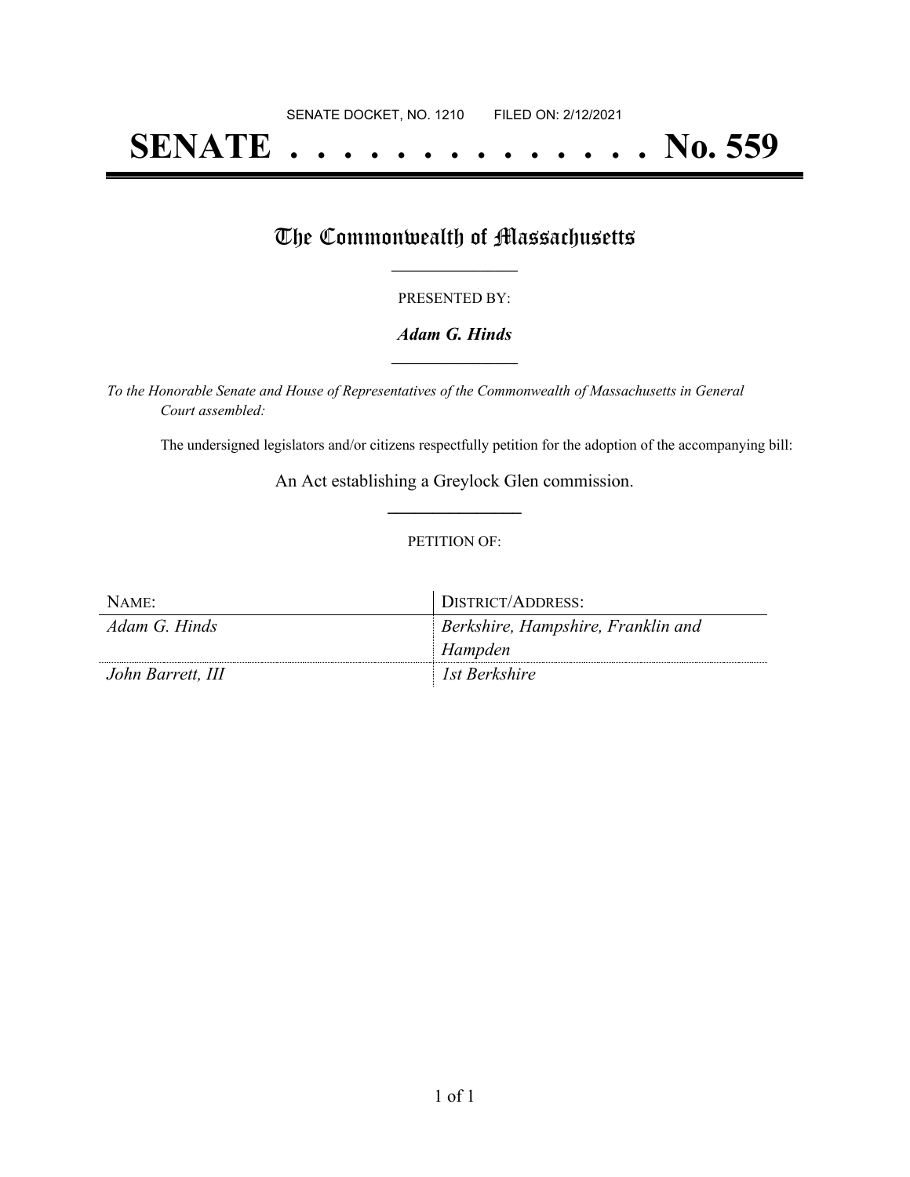SENATE DOCKET, NO. 1210        FILED ON: 2/12/2021

# SENATE . . . . . . . . . . . . . . No. 559

## The Commonwealth of Massachusetts

PRESENTED BY:

***Adam G. Hinds***

*To the Honorable Senate and House of Representatives of the Commonwealth of Massachusetts in General Court assembled:*

The undersigned legislators and/or citizens respectfully petition for the adoption of the accompanying bill:

An Act establishing a Greylock Glen commission.

PETITION OF:

| NAME: | DISTRICT/ADDRESS: |
| --- | --- |
| *Adam G. Hinds* | *Berkshire, Hampshire, Franklin and Hampden* |
| *John Barrett, III* | *1st Berkshire* |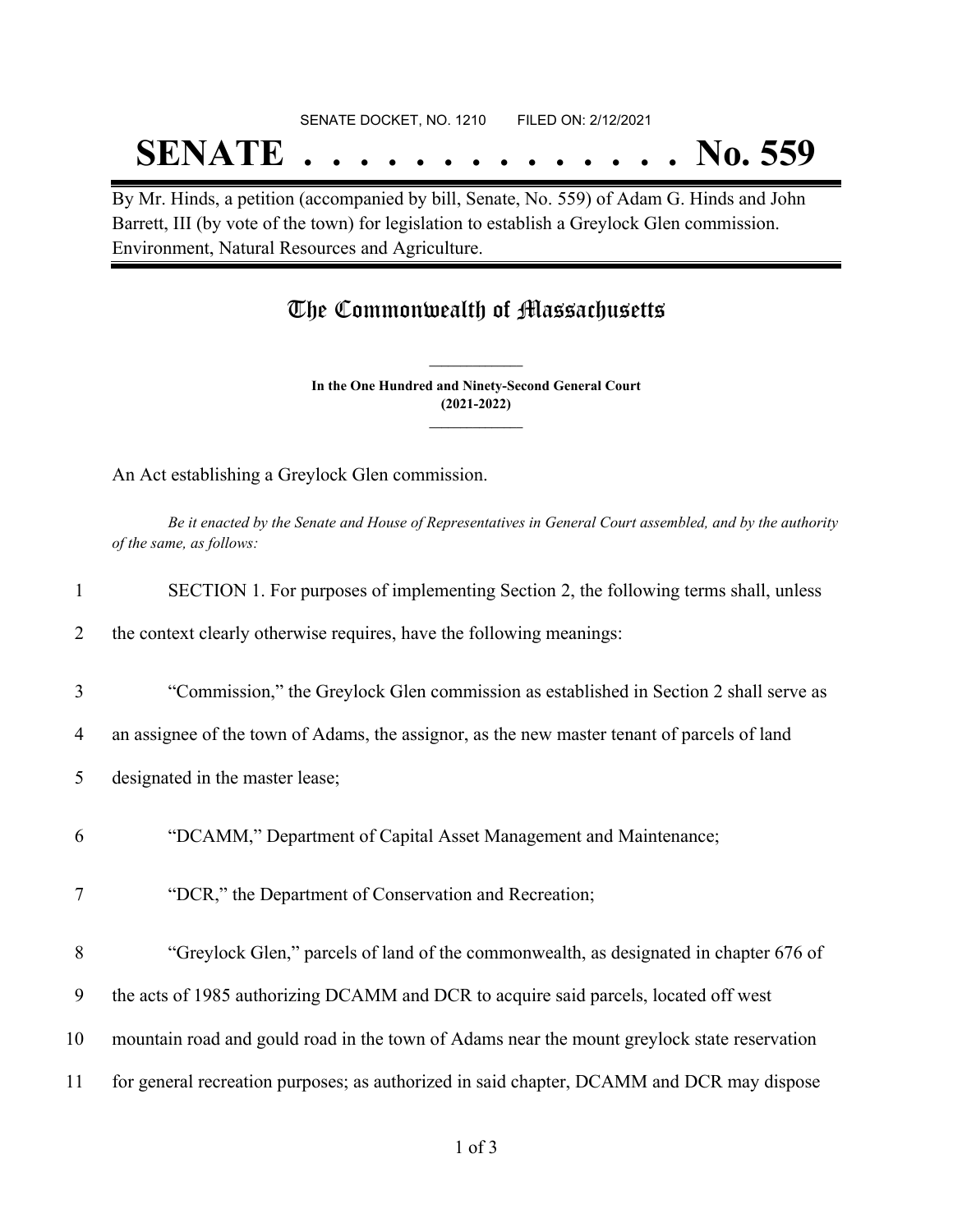SENATE DOCKET, NO. 1210 FILED ON: 2/12/2021

# SENATE . . . . . . . . . . . . . . No. 559

By Mr. Hinds, a petition (accompanied by bill, Senate, No. 559) of Adam G. Hinds and John Barrett, III (by vote of the town) for legislation to establish a Greylock Glen commission. Environment, Natural Resources and Agriculture.

## The Commonwealth of Massachusetts

**In the One Hundred and Ninety-Second General Court (2021-2022)**

An Act establishing a Greylock Glen commission.

*Be it enacted by the Senate and House of Representatives in General Court assembled, and by the authority of the same, as follows:*

1 SECTION 1. For purposes of implementing Section 2, the following terms shall, unless
2 the context clearly otherwise requires, have the following meanings:

3 "Commission," the Greylock Glen commission as established in Section 2 shall serve as
4 an assignee of the town of Adams, the assignor, as the new master tenant of parcels of land
5 designated in the master lease;

6 "DCAMM," Department of Capital Asset Management and Maintenance;

7 "DCR," the Department of Conservation and Recreation;

8 "Greylock Glen," parcels of land of the commonwealth, as designated in chapter 676 of
9 the acts of 1985 authorizing DCAMM and DCR to acquire said parcels, located off west
10 mountain road and gould road in the town of Adams near the mount greylock state reservation
11 for general recreation purposes; as authorized in said chapter, DCAMM and DCR may dispose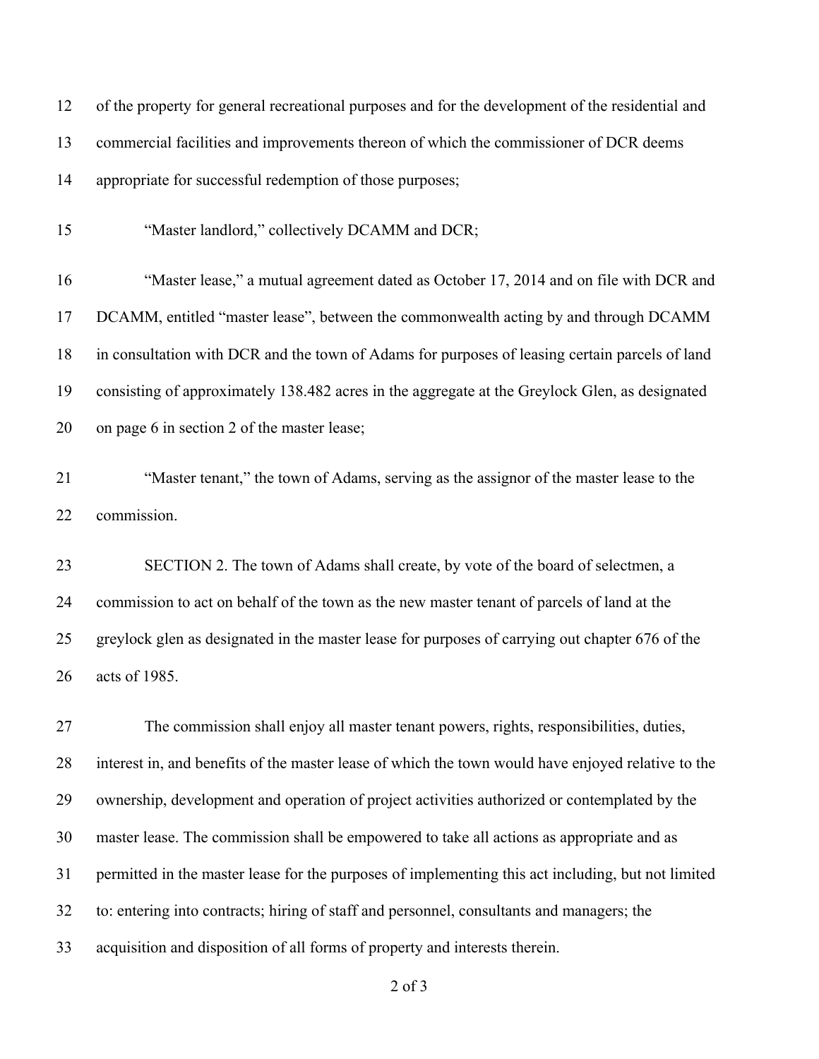of the property for general recreational purposes and for the development of the residential and commercial facilities and improvements thereon of which the commissioner of DCR deems appropriate for successful redemption of those purposes;

"Master landlord," collectively DCAMM and DCR;

"Master lease," a mutual agreement dated as October 17, 2014 and on file with DCR and DCAMM, entitled "master lease", between the commonwealth acting by and through DCAMM in consultation with DCR and the town of Adams for purposes of leasing certain parcels of land consisting of approximately 138.482 acres in the aggregate at the Greylock Glen, as designated on page 6 in section 2 of the master lease;

"Master tenant," the town of Adams, serving as the assignor of the master lease to the commission.

SECTION 2. The town of Adams shall create, by vote of the board of selectmen, a commission to act on behalf of the town as the new master tenant of parcels of land at the greylock glen as designated in the master lease for purposes of carrying out chapter 676 of the acts of 1985.

The commission shall enjoy all master tenant powers, rights, responsibilities, duties, interest in, and benefits of the master lease of which the town would have enjoyed relative to the ownership, development and operation of project activities authorized or contemplated by the master lease. The commission shall be empowered to take all actions as appropriate and as permitted in the master lease for the purposes of implementing this act including, but not limited to: entering into contracts; hiring of staff and personnel, consultants and managers; the acquisition and disposition of all forms of property and interests therein.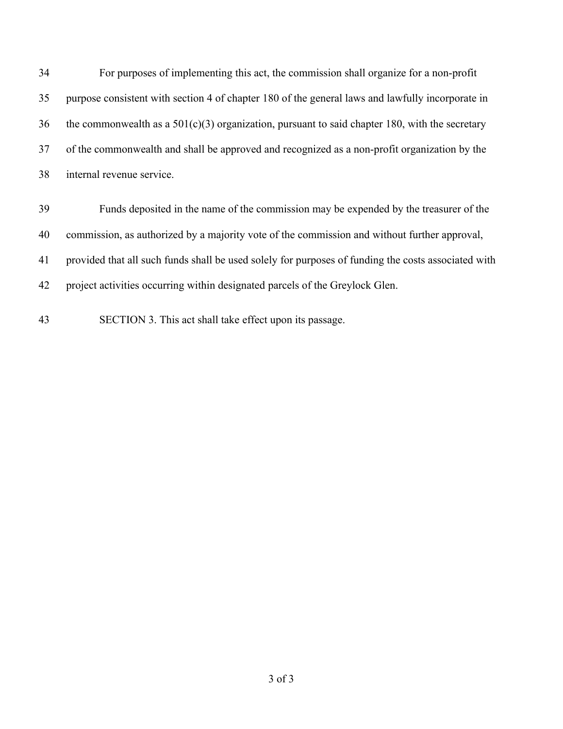For purposes of implementing this act, the commission shall organize for a non-profit purpose consistent with section 4 of chapter 180 of the general laws and lawfully incorporate in the commonwealth as a 501(c)(3) organization, pursuant to said chapter 180, with the secretary of the commonwealth and shall be approved and recognized as a non-profit organization by the internal revenue service.

Funds deposited in the name of the commission may be expended by the treasurer of the commission, as authorized by a majority vote of the commission and without further approval, provided that all such funds shall be used solely for purposes of funding the costs associated with project activities occurring within designated parcels of the Greylock Glen.

SECTION 3. This act shall take effect upon its passage.